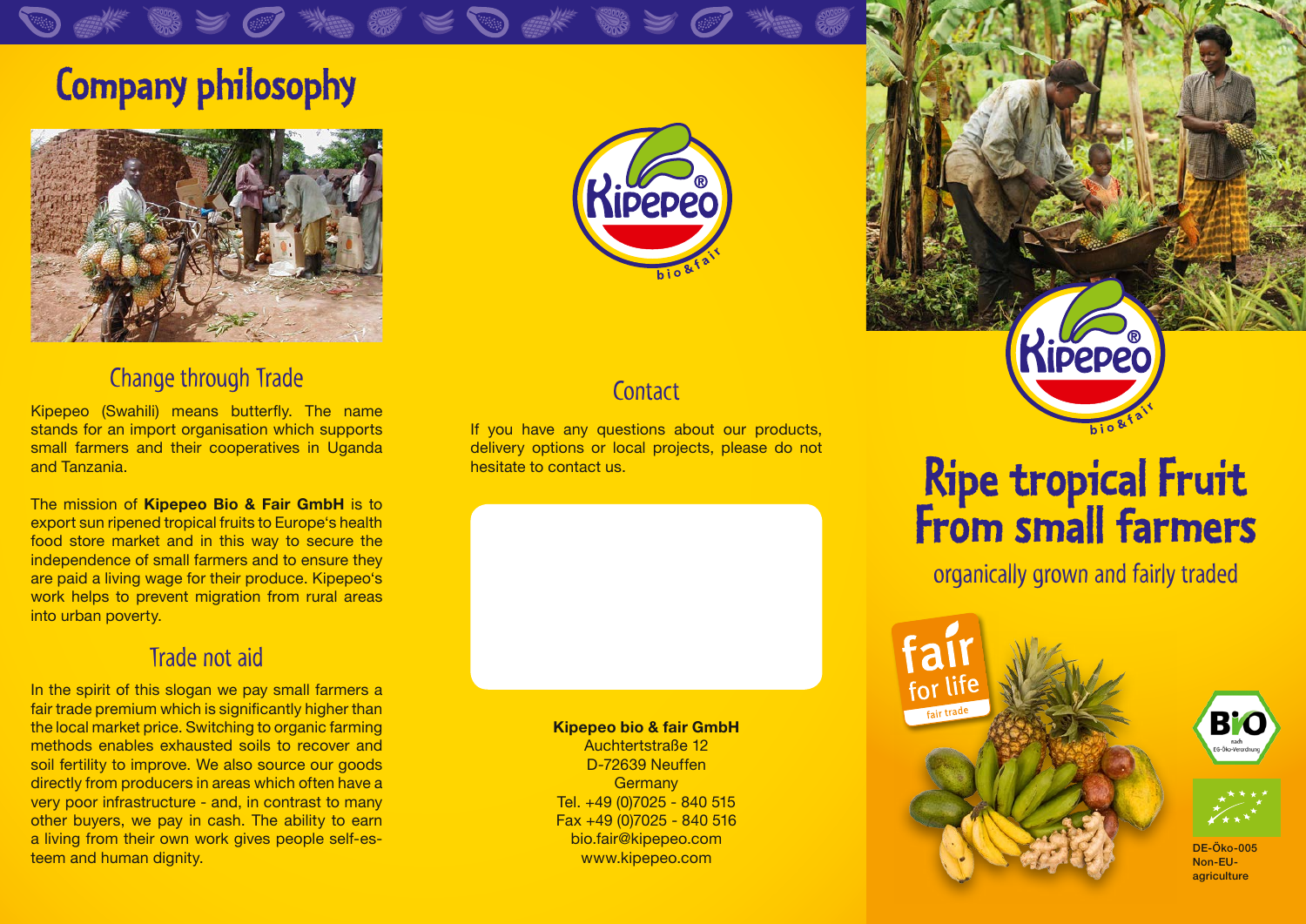# Company philosophy

## Change through Trade

Kipepeo (Swahili) means butterfly. The name stands for an import organisation which supports small farmers and their cooperatives in Uganda and Tanzania.

The mission of **Kipepeo Bio & Fair GmbH** is to export sun ripened tropical fruits to Europe's health food store market and in this way to secure the independence of small farmers and to ensure they are paid a living wage for their produce. Kipepeo's work helps to prevent migration from rural areas into urban poverty.

## Trade not aid

In the spirit of this slogan we pay small farmers a fair trade premium which is significantly higher than the local market price. Switching to organic farming methods enables exhausted soils to recover and soil fertility to improve. We also source our goods directly from producers in areas which often have a very poor infrastructure - and, in contrast to many other buyers, we pay in cash. The ability to earn a living from their own work gives people self-esteem and human dignity.

Kipepeo® bio&fair

## Contact

If you have any questions about our products, delivery options or local projects, please do not hesitate to contact us.

**Kipepeo bio & fair GmbH**
Auchtertstraße 12
D-72639 Neuffen
Germany
Tel. +49 (0)7025 - 840 515
Fax +49 (0)7025 - 840 516
bio.fair@kipepeo.com
www.kipepeo.com

Kipepeo® bio&fair

# Ripe tropical Fruit From small farmers

organically grown and fairly traded

fair for life fair trade

Bio nach EG-Öko-Verordnung

DE-Öko-005
Non-EU-agriculture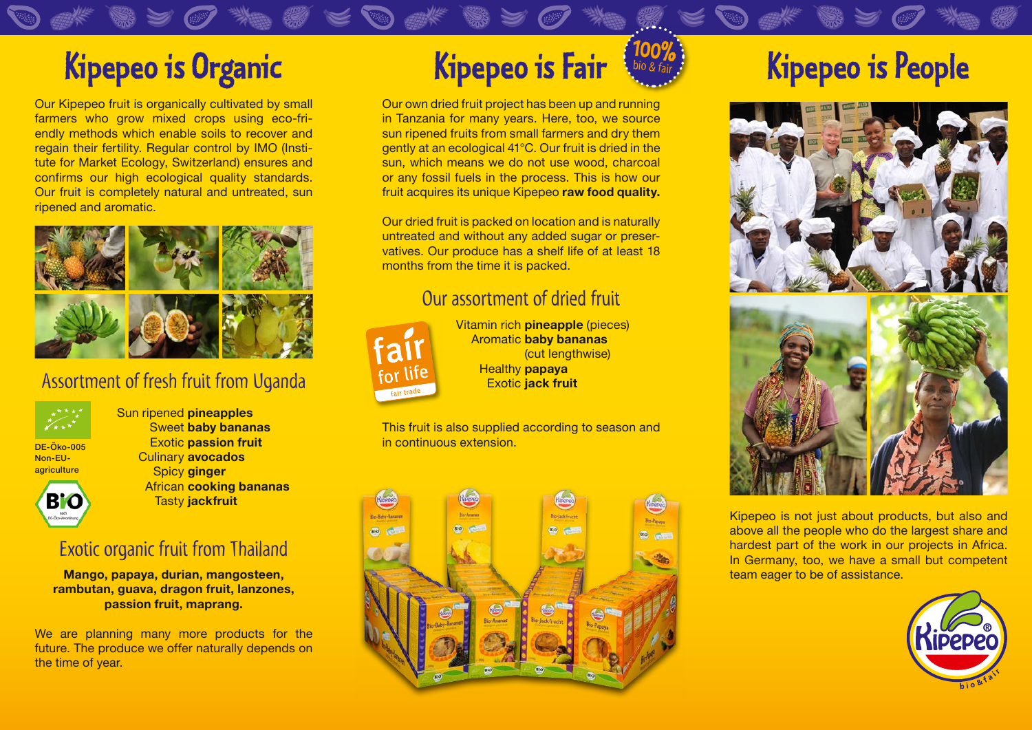# Kipepeo is Organic

Our Kipepeo fruit is organically cultivated by small farmers who grow mixed crops using eco-friendly methods which enable soils to recover and regain their fertility. Regular control by IMO (Institute for Market Ecology, Switzerland) ensures and confirms our high ecological quality standards. Our fruit is completely natural and untreated, sun ripened and aromatic.

## Assortment of fresh fruit from Uganda

DE-Öko-005
Non-EU-agriculture

Sun ripened **pineapples**
Sweet **baby bananas**
Exotic **passion fruit**
Culinary **avocados**
Spicy **ginger**
African **cooking bananas**
Tasty **jackfruit**

## Exotic organic fruit from Thailand

**Mango, papaya, durian, mangosteen, rambutan, guava, dragon fruit, lanzones, passion fruit, maprang.**

We are planning many more products for the future. The produce we offer naturally depends on the time of year.

# Kipepeo is Fair

100% bio & fair

Our own dried fruit project has been up and running in Tanzania for many years. Here, too, we source sun ripened fruits from small farmers and dry them gently at an ecological 41°C. Our fruit is dried in the sun, which means we do not use wood, charcoal or any fossil fuels in the process. This is how our fruit acquires its unique Kipepeo **raw food quality.**

Our dried fruit is packed on location and is naturally untreated and without any added sugar or preservatives. Our produce has a shelf life of at least 18 months from the time it is packed.

## Our assortment of dried fruit

fair for life
fair trade

Vitamin rich **pineapple** (pieces)
Aromatic **baby bananas** (cut lengthwise)
Healthy **papaya**
Exotic **jack fruit**

This fruit is also supplied according to season and in continuous extension.

# Kipepeo is People

Kipepeo is not just about products, but also and above all the people who do the largest share and hardest part of the work in our projects in Africa. In Germany, too, we have a small but competent team eager to be of assistance.

Kipepeo® bio & fair